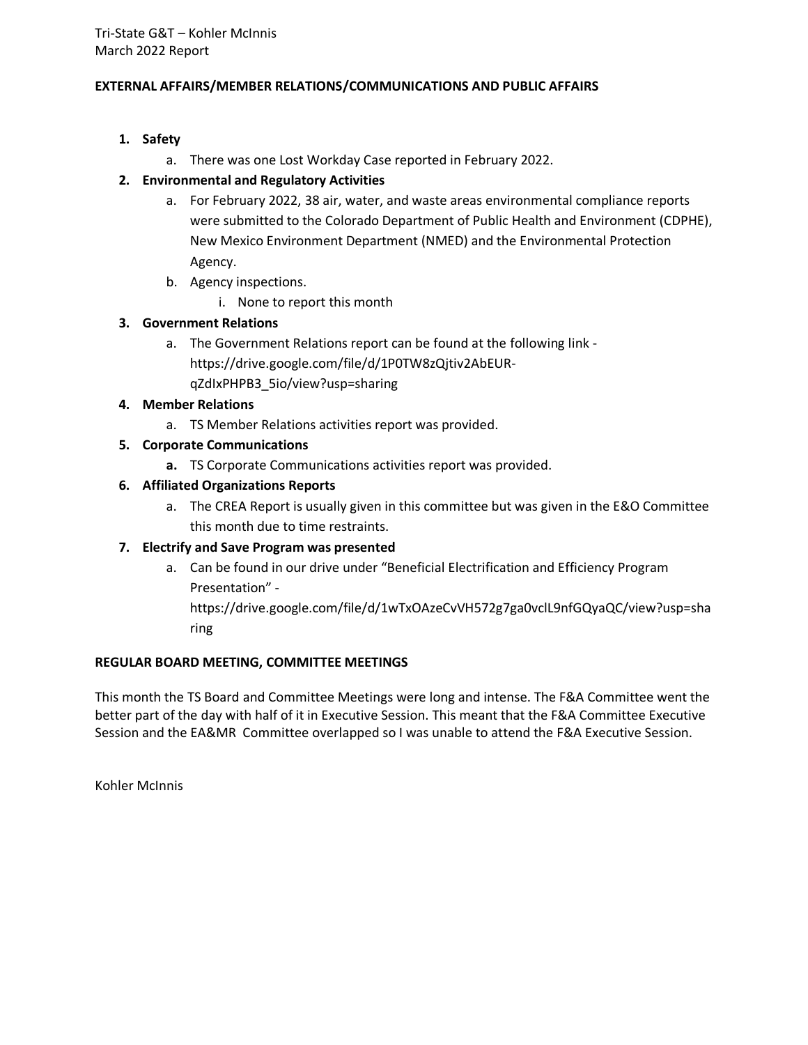Tri-State G&T – Kohler McInnis
March 2022 Report

**EXTERNAL AFFAIRS/MEMBER RELATIONS/COMMUNICATIONS AND PUBLIC AFFAIRS**

1. **Safety**
    a. There was one Lost Workday Case reported in February 2022.
2. **Environmental and Regulatory Activities**
    a. For February 2022, 38 air, water, and waste areas environmental compliance reports were submitted to the Colorado Department of Public Health and Environment (CDPHE), New Mexico Environment Department (NMED) and the Environmental Protection Agency.
    b. Agency inspections.
        i. None to report this month
3. **Government Relations**
    a. The Government Relations report can be found at the following link - https://drive.google.com/file/d/1P0TW8zQjtiv2AbEUR-qZdIxPHPB3_5io/view?usp=sharing
4. **Member Relations**
    a. TS Member Relations activities report was provided.
5. **Corporate Communications**
    **a.** TS Corporate Communications activities report was provided.
6. **Affiliated Organizations Reports**
    a. The CREA Report is usually given in this committee but was given in the E&O Committee this month due to time restraints.
7. **Electrify and Save Program was presented**
    a. Can be found in our drive under "Beneficial Electrification and Efficiency Program Presentation" - https://drive.google.com/file/d/1wTxOAzeCvVH572g7ga0vclL9nfGQyaQC/view?usp=sharing

**REGULAR BOARD MEETING, COMMITTEE MEETINGS**

This month the TS Board and Committee Meetings were long and intense. The F&A Committee went the better part of the day with half of it in Executive Session. This meant that the F&A Committee Executive Session and the EA&MR Committee overlapped so I was unable to attend the F&A Executive Session.

Kohler McInnis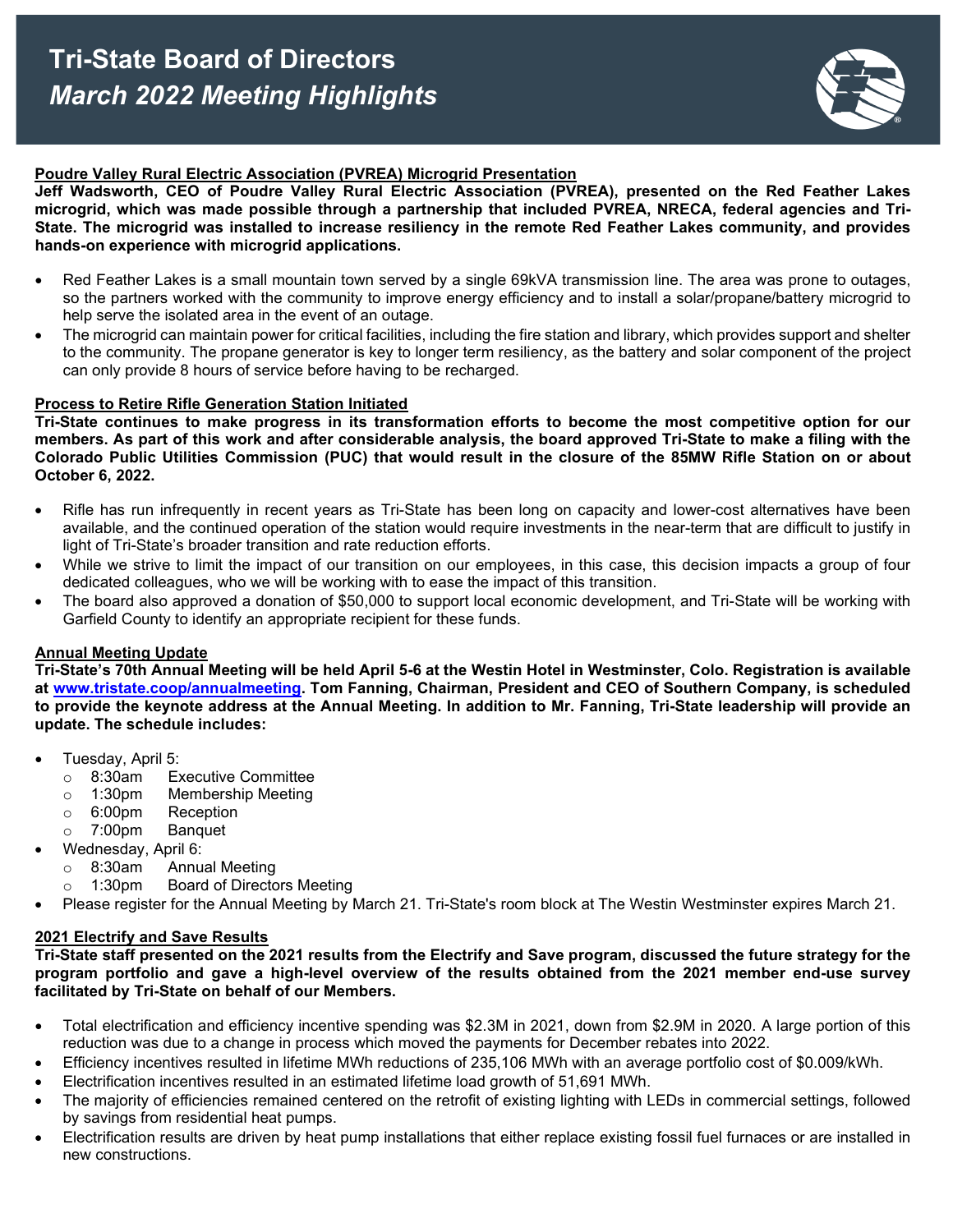# Tri-State Board of Directors
## *March 2022 Meeting Highlights*

**Poudre Valley Rural Electric Association (PVREA) Microgrid Presentation**

**Jeff Wadsworth, CEO of Poudre Valley Rural Electric Association (PVREA), presented on the Red Feather Lakes microgrid, which was made possible through a partnership that included PVREA, NRECA, federal agencies and Tri-State. The microgrid was installed to increase resiliency in the remote Red Feather Lakes community, and provides hands-on experience with microgrid applications.**

- Red Feather Lakes is a small mountain town served by a single 69kVA transmission line. The area was prone to outages, so the partners worked with the community to improve energy efficiency and to install a solar/propane/battery microgrid to help serve the isolated area in the event of an outage.
- The microgrid can maintain power for critical facilities, including the fire station and library, which provides support and shelter to the community. The propane generator is key to longer term resiliency, as the battery and solar component of the project can only provide 8 hours of service before having to be recharged.

**Process to Retire Rifle Generation Station Initiated**

**Tri-State continues to make progress in its transformation efforts to become the most competitive option for our members. As part of this work and after considerable analysis, the board approved Tri-State to make a filing with the Colorado Public Utilities Commission (PUC) that would result in the closure of the 85MW Rifle Station on or about October 6, 2022.**

- Rifle has run infrequently in recent years as Tri-State has been long on capacity and lower-cost alternatives have been available, and the continued operation of the station would require investments in the near-term that are difficult to justify in light of Tri-State's broader transition and rate reduction efforts.
- While we strive to limit the impact of our transition on our employees, in this case, this decision impacts a group of four dedicated colleagues, who we will be working with to ease the impact of this transition.
- The board also approved a donation of $50,000 to support local economic development, and Tri-State will be working with Garfield County to identify an appropriate recipient for these funds.

**Annual Meeting Update**

**Tri-State's 70th Annual Meeting will be held April 5-6 at the Westin Hotel in Westminster, Colo. Registration is available at [www.tristate.coop/annualmeeting](www.tristate.coop/annualmeeting). Tom Fanning, Chairman, President and CEO of Southern Company, is scheduled to provide the keynote address at the Annual Meeting. In addition to Mr. Fanning, Tri-State leadership will provide an update. The schedule includes:**

- Tuesday, April 5:
  - 8:30am Executive Committee
  - 1:30pm Membership Meeting
  - 6:00pm Reception
  - 7:00pm Banquet
- Wednesday, April 6:
  - 8:30am Annual Meeting
  - 1:30pm Board of Directors Meeting
- Please register for the Annual Meeting by March 21. Tri-State's room block at The Westin Westminster expires March 21.

**2021 Electrify and Save Results**

**Tri-State staff presented on the 2021 results from the Electrify and Save program, discussed the future strategy for the program portfolio and gave a high-level overview of the results obtained from the 2021 member end-use survey facilitated by Tri-State on behalf of our Members.**

- Total electrification and efficiency incentive spending was $2.3M in 2021, down from $2.9M in 2020. A large portion of this reduction was due to a change in process which moved the payments for December rebates into 2022.
- Efficiency incentives resulted in lifetime MWh reductions of 235,106 MWh with an average portfolio cost of $0.009/kWh.
- Electrification incentives resulted in an estimated lifetime load growth of 51,691 MWh.
- The majority of efficiencies remained centered on the retrofit of existing lighting with LEDs in commercial settings, followed by savings from residential heat pumps.
- Electrification results are driven by heat pump installations that either replace existing fossil fuel furnaces or are installed in new constructions.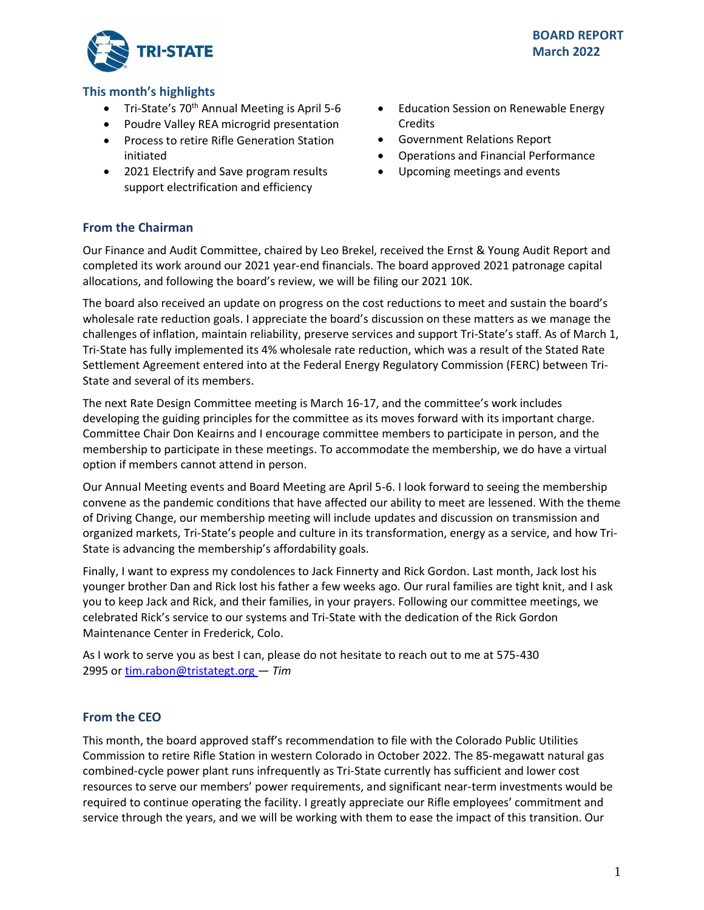**BOARD REPORT**
**March 2022**

## This month's highlights

- Tri-State's 70th Annual Meeting is April 5-6
- Poudre Valley REA microgrid presentation
- Process to retire Rifle Generation Station initiated
- 2021 Electrify and Save program results support electrification and efficiency
- Education Session on Renewable Energy Credits
- Government Relations Report
- Operations and Financial Performance
- Upcoming meetings and events

## From the Chairman

Our Finance and Audit Committee, chaired by Leo Brekel, received the Ernst & Young Audit Report and completed its work around our 2021 year-end financials. The board approved 2021 patronage capital allocations, and following the board's review, we will be filing our 2021 10K.

The board also received an update on progress on the cost reductions to meet and sustain the board's wholesale rate reduction goals. I appreciate the board's discussion on these matters as we manage the challenges of inflation, maintain reliability, preserve services and support Tri-State's staff. As of March 1, Tri-State has fully implemented its 4% wholesale rate reduction, which was a result of the Stated Rate Settlement Agreement entered into at the Federal Energy Regulatory Commission (FERC) between Tri-State and several of its members.

The next Rate Design Committee meeting is March 16-17, and the committee's work includes developing the guiding principles for the committee as its moves forward with its important charge. Committee Chair Don Keairns and I encourage committee members to participate in person, and the membership to participate in these meetings. To accommodate the membership, we do have a virtual option if members cannot attend in person.

Our Annual Meeting events and Board Meeting are April 5-6. I look forward to seeing the membership convene as the pandemic conditions that have affected our ability to meet are lessened. With the theme of Driving Change, our membership meeting will include updates and discussion on transmission and organized markets, Tri-State's people and culture in its transformation, energy as a service, and how Tri-State is advancing the membership's affordability goals.

Finally, I want to express my condolences to Jack Finnerty and Rick Gordon. Last month, Jack lost his younger brother Dan and Rick lost his father a few weeks ago. Our rural families are tight knit, and I ask you to keep Jack and Rick, and their families, in your prayers. Following our committee meetings, we celebrated Rick's service to our systems and Tri-State with the dedication of the Rick Gordon Maintenance Center in Frederick, Colo.

As I work to serve you as best I can, please do not hesitate to reach out to me at 575-430 2995 or tim.rabon@tristategt.org — *Tim*

## From the CEO

This month, the board approved staff's recommendation to file with the Colorado Public Utilities Commission to retire Rifle Station in western Colorado in October 2022. The 85-megawatt natural gas combined-cycle power plant runs infrequently as Tri-State currently has sufficient and lower cost resources to serve our members' power requirements, and significant near-term investments would be required to continue operating the facility. I greatly appreciate our Rifle employees' commitment and service through the years, and we will be working with them to ease the impact of this transition. Our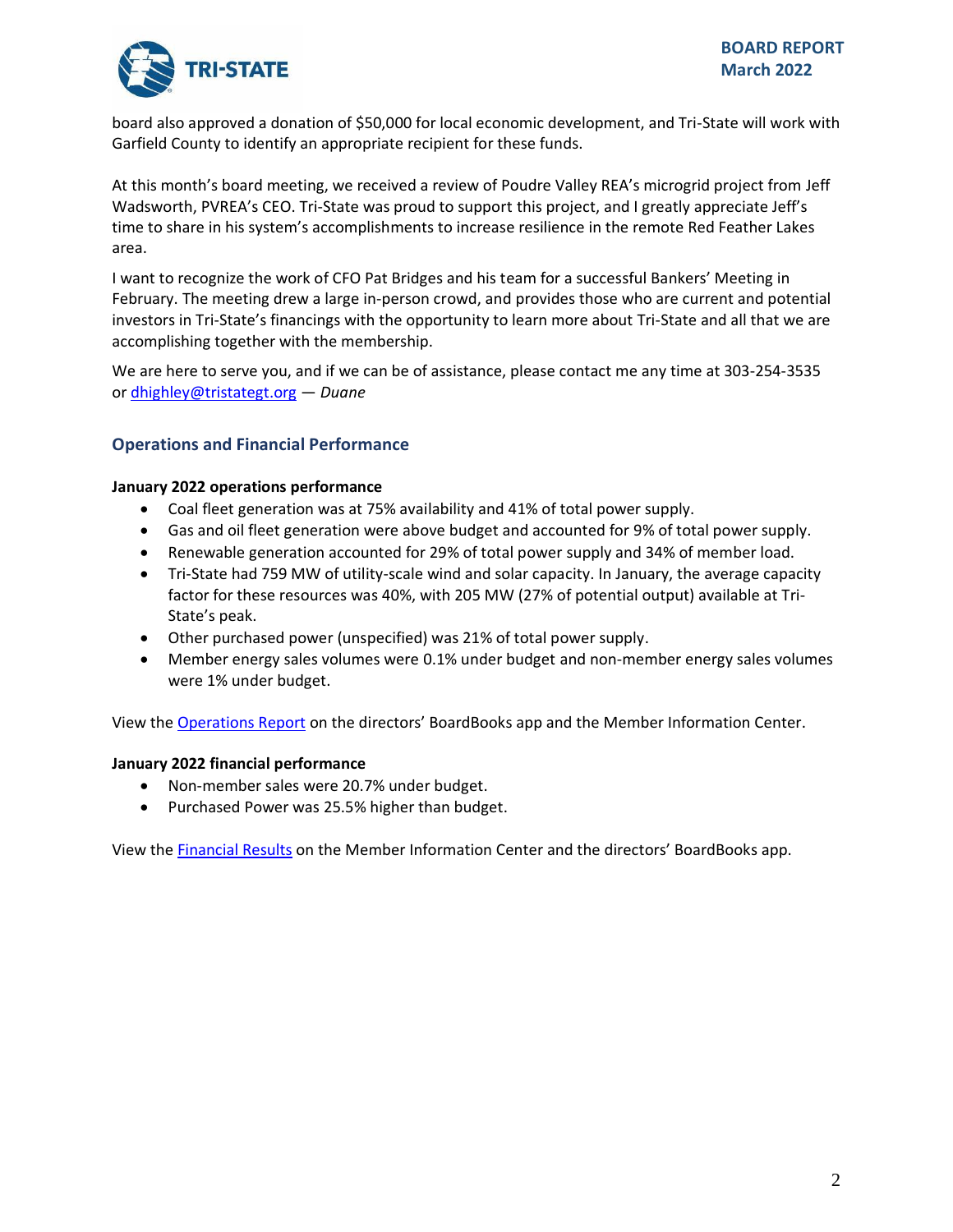board also approved a donation of $50,000 for local economic development, and Tri-State will work with Garfield County to identify an appropriate recipient for these funds.

At this month's board meeting, we received a review of Poudre Valley REA's microgrid project from Jeff Wadsworth, PVREA's CEO. Tri-State was proud to support this project, and I greatly appreciate Jeff's time to share in his system's accomplishments to increase resilience in the remote Red Feather Lakes area.

I want to recognize the work of CFO Pat Bridges and his team for a successful Bankers' Meeting in February. The meeting drew a large in-person crowd, and provides those who are current and potential investors in Tri-State's financings with the opportunity to learn more about Tri-State and all that we are accomplishing together with the membership.

We are here to serve you, and if we can be of assistance, please contact me any time at 303-254-3535 or dhighley@tristategt.org — *Duane*

## Operations and Financial Performance

**January 2022 operations performance**

- Coal fleet generation was at 75% availability and 41% of total power supply.
- Gas and oil fleet generation were above budget and accounted for 9% of total power supply.
- Renewable generation accounted for 29% of total power supply and 34% of member load.
- Tri-State had 759 MW of utility-scale wind and solar capacity. In January, the average capacity factor for these resources was 40%, with 205 MW (27% of potential output) available at Tri-State's peak.
- Other purchased power (unspecified) was 21% of total power supply.
- Member energy sales volumes were 0.1% under budget and non-member energy sales volumes were 1% under budget.

View the Operations Report on the directors' BoardBooks app and the Member Information Center.

**January 2022 financial performance**

- Non-member sales were 20.7% under budget.
- Purchased Power was 25.5% higher than budget.

View the Financial Results on the Member Information Center and the directors' BoardBooks app.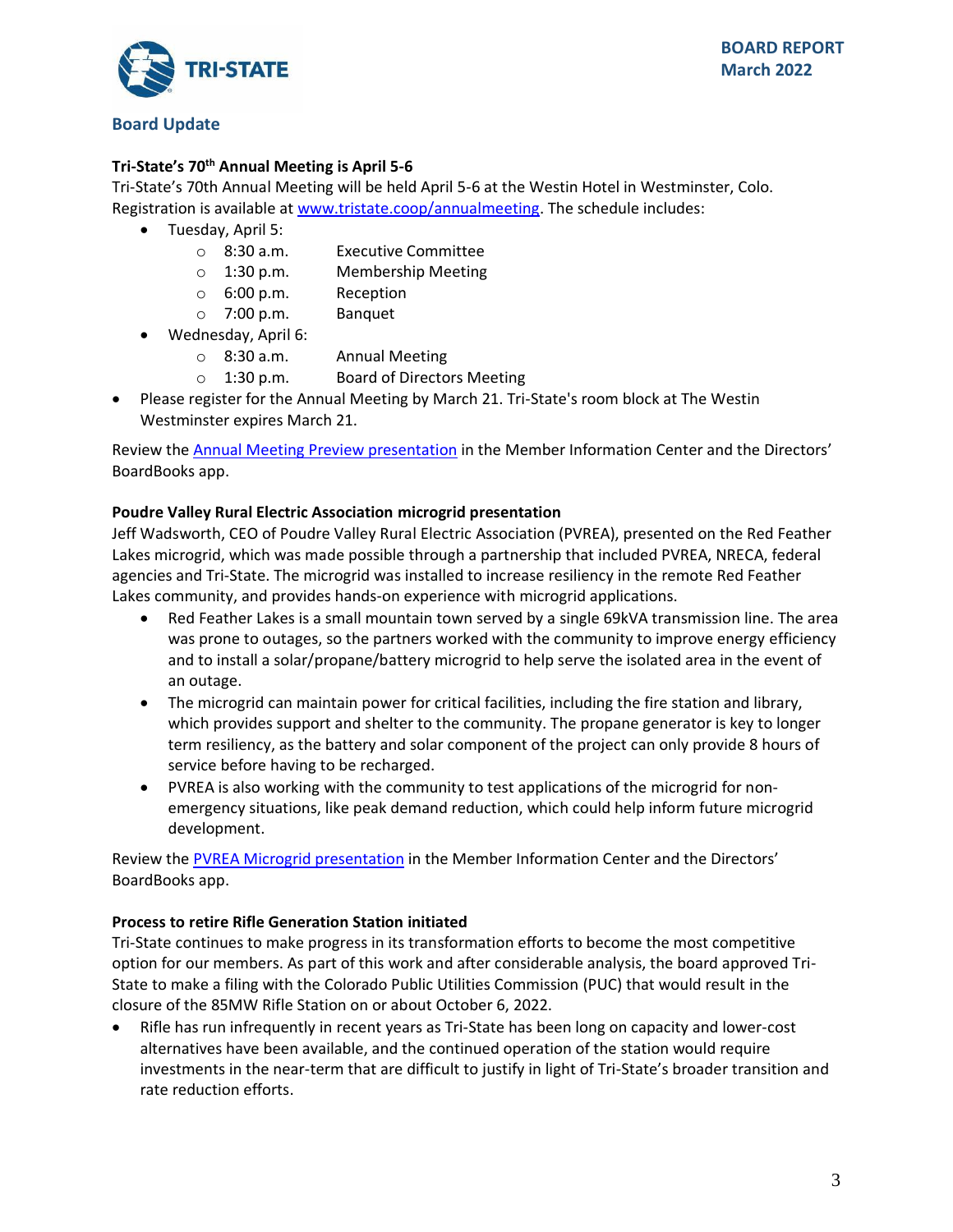## Board Update

**Tri-State's 70th Annual Meeting is April 5-6**

Tri-State's 70th Annual Meeting will be held April 5-6 at the Westin Hotel in Westminster, Colo. Registration is available at [www.tristate.coop/annualmeeting](www.tristate.coop/annualmeeting). The schedule includes:

- Tuesday, April 5:
  - 8:30 a.m. Executive Committee
  - 1:30 p.m. Membership Meeting
  - 6:00 p.m. Reception
  - 7:00 p.m. Banquet
- Wednesday, April 6:
  - 8:30 a.m. Annual Meeting
  - 1:30 p.m. Board of Directors Meeting
- Please register for the Annual Meeting by March 21. Tri-State's room block at The Westin Westminster expires March 21.

Review the Annual Meeting Preview presentation in the Member Information Center and the Directors' BoardBooks app.

**Poudre Valley Rural Electric Association microgrid presentation**

Jeff Wadsworth, CEO of Poudre Valley Rural Electric Association (PVREA), presented on the Red Feather Lakes microgrid, which was made possible through a partnership that included PVREA, NRECA, federal agencies and Tri-State. The microgrid was installed to increase resiliency in the remote Red Feather Lakes community, and provides hands-on experience with microgrid applications.

- Red Feather Lakes is a small mountain town served by a single 69kVA transmission line. The area was prone to outages, so the partners worked with the community to improve energy efficiency and to install a solar/propane/battery microgrid to help serve the isolated area in the event of an outage.
- The microgrid can maintain power for critical facilities, including the fire station and library, which provides support and shelter to the community. The propane generator is key to longer term resiliency, as the battery and solar component of the project can only provide 8 hours of service before having to be recharged.
- PVREA is also working with the community to test applications of the microgrid for non-emergency situations, like peak demand reduction, which could help inform future microgrid development.

Review the PVREA Microgrid presentation in the Member Information Center and the Directors' BoardBooks app.

**Process to retire Rifle Generation Station initiated**

Tri-State continues to make progress in its transformation efforts to become the most competitive option for our members. As part of this work and after considerable analysis, the board approved Tri-State to make a filing with the Colorado Public Utilities Commission (PUC) that would result in the closure of the 85MW Rifle Station on or about October 6, 2022.

- Rifle has run infrequently in recent years as Tri-State has been long on capacity and lower-cost alternatives have been available, and the continued operation of the station would require investments in the near-term that are difficult to justify in light of Tri-State's broader transition and rate reduction efforts.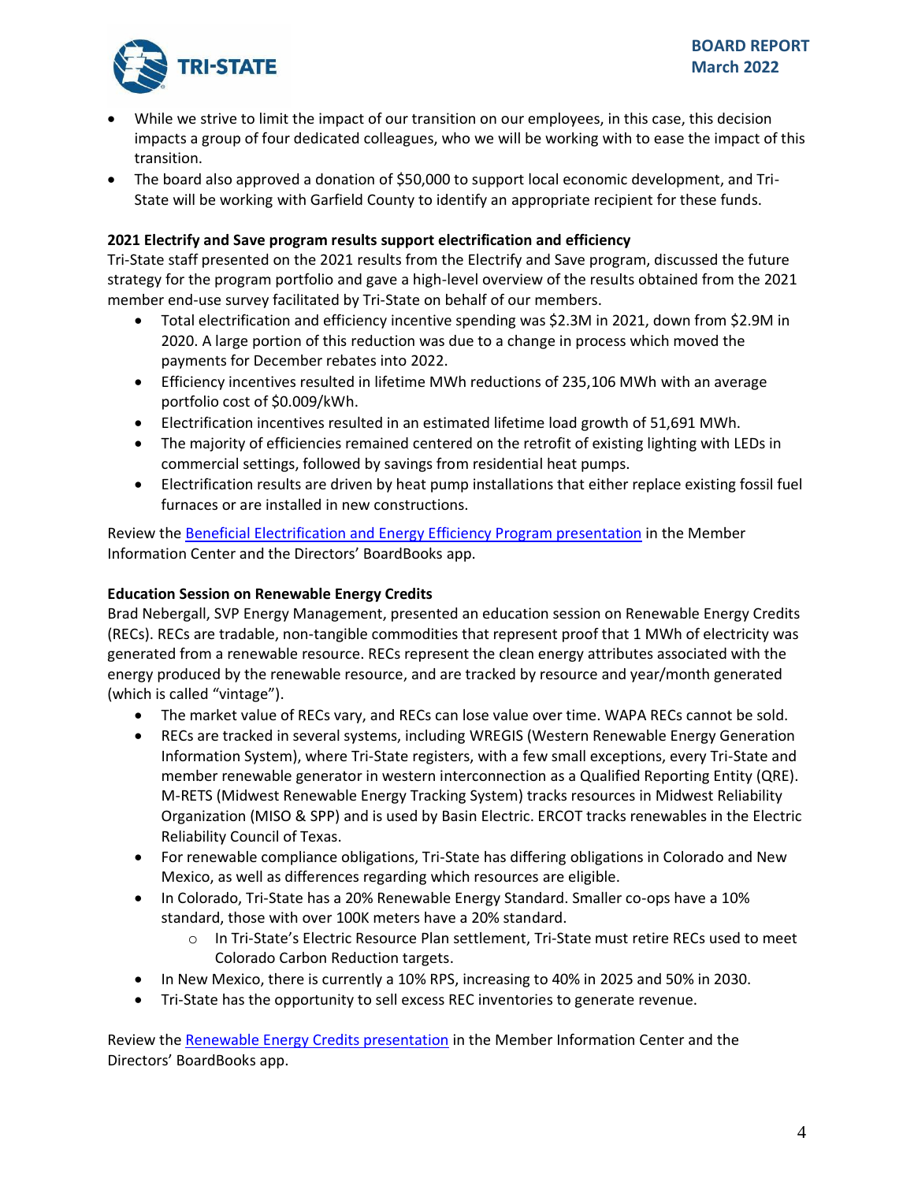- While we strive to limit the impact of our transition on our employees, in this case, this decision impacts a group of four dedicated colleagues, who we will be working with to ease the impact of this transition.
- The board also approved a donation of $50,000 to support local economic development, and Tri-State will be working with Garfield County to identify an appropriate recipient for these funds.

**2021 Electrify and Save program results support electrification and efficiency**

Tri-State staff presented on the 2021 results from the Electrify and Save program, discussed the future strategy for the program portfolio and gave a high-level overview of the results obtained from the 2021 member end-use survey facilitated by Tri-State on behalf of our members.

- Total electrification and efficiency incentive spending was $2.3M in 2021, down from $2.9M in 2020. A large portion of this reduction was due to a change in process which moved the payments for December rebates into 2022.
- Efficiency incentives resulted in lifetime MWh reductions of 235,106 MWh with an average portfolio cost of $0.009/kWh.
- Electrification incentives resulted in an estimated lifetime load growth of 51,691 MWh.
- The majority of efficiencies remained centered on the retrofit of existing lighting with LEDs in commercial settings, followed by savings from residential heat pumps.
- Electrification results are driven by heat pump installations that either replace existing fossil fuel furnaces or are installed in new constructions.

Review the Beneficial Electrification and Energy Efficiency Program presentation in the Member Information Center and the Directors' BoardBooks app.

**Education Session on Renewable Energy Credits**

Brad Nebergall, SVP Energy Management, presented an education session on Renewable Energy Credits (RECs). RECs are tradable, non-tangible commodities that represent proof that 1 MWh of electricity was generated from a renewable resource. RECs represent the clean energy attributes associated with the energy produced by the renewable resource, and are tracked by resource and year/month generated (which is called "vintage").

- The market value of RECs vary, and RECs can lose value over time. WAPA RECs cannot be sold.
- RECs are tracked in several systems, including WREGIS (Western Renewable Energy Generation Information System), where Tri-State registers, with a few small exceptions, every Tri-State and member renewable generator in western interconnection as a Qualified Reporting Entity (QRE). M-RETS (Midwest Renewable Energy Tracking System) tracks resources in Midwest Reliability Organization (MISO & SPP) and is used by Basin Electric. ERCOT tracks renewables in the Electric Reliability Council of Texas.
- For renewable compliance obligations, Tri-State has differing obligations in Colorado and New Mexico, as well as differences regarding which resources are eligible.
- In Colorado, Tri-State has a 20% Renewable Energy Standard. Smaller co-ops have a 10% standard, those with over 100K meters have a 20% standard.
  - In Tri-State's Electric Resource Plan settlement, Tri-State must retire RECs used to meet Colorado Carbon Reduction targets.
- In New Mexico, there is currently a 10% RPS, increasing to 40% in 2025 and 50% in 2030.
- Tri-State has the opportunity to sell excess REC inventories to generate revenue.

Review the Renewable Energy Credits presentation in the Member Information Center and the Directors' BoardBooks app.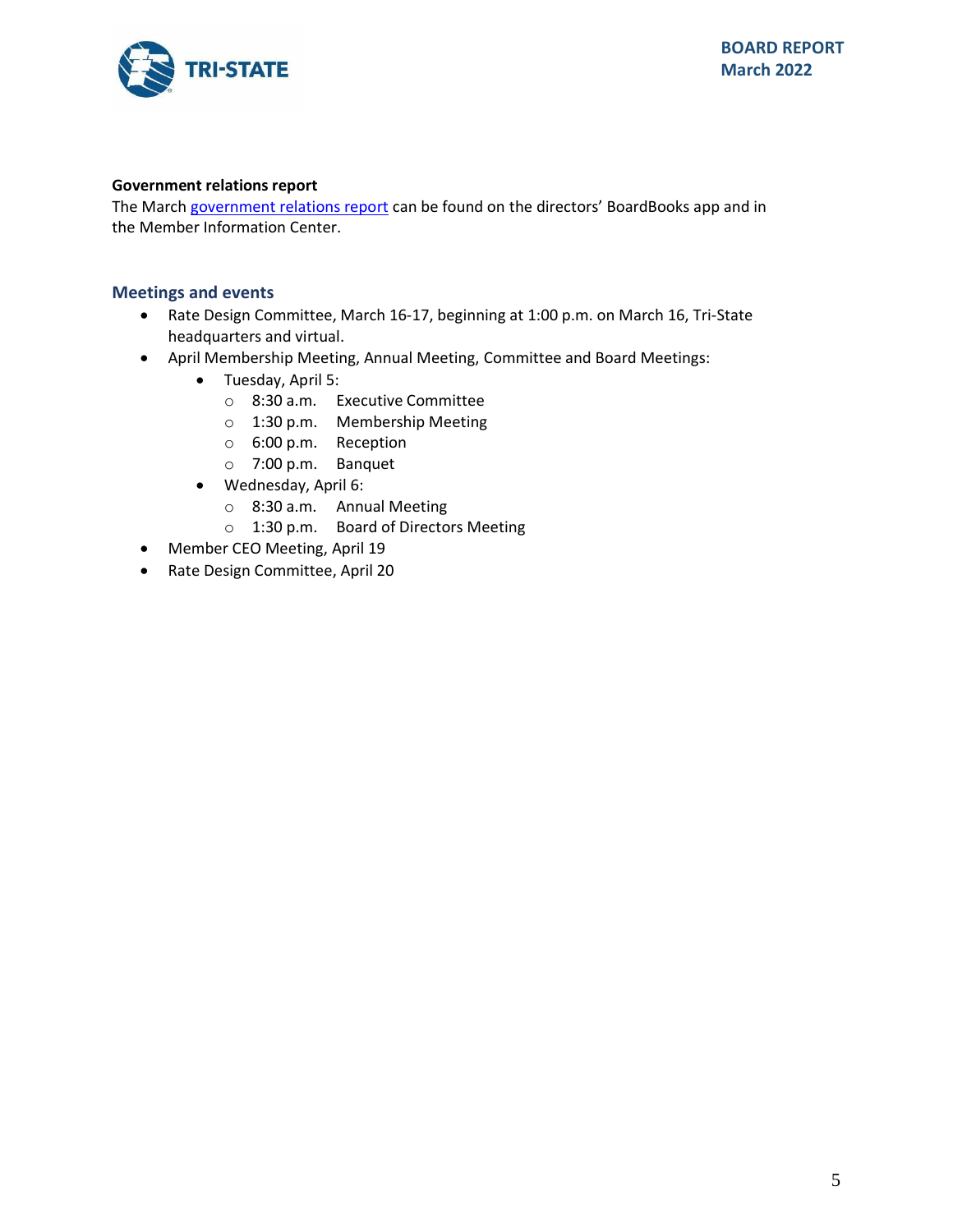**Government relations report**

The March government relations report can be found on the directors' BoardBooks app and in the Member Information Center.

## Meetings and events

- Rate Design Committee, March 16-17, beginning at 1:00 p.m. on March 16, Tri-State headquarters and virtual.
- April Membership Meeting, Annual Meeting, Committee and Board Meetings:
  - Tuesday, April 5:
    - 8:30 a.m. Executive Committee
    - 1:30 p.m. Membership Meeting
    - 6:00 p.m. Reception
    - 7:00 p.m. Banquet
  - Wednesday, April 6:
    - 8:30 a.m. Annual Meeting
    - 1:30 p.m. Board of Directors Meeting
- Member CEO Meeting, April 19
- Rate Design Committee, April 20